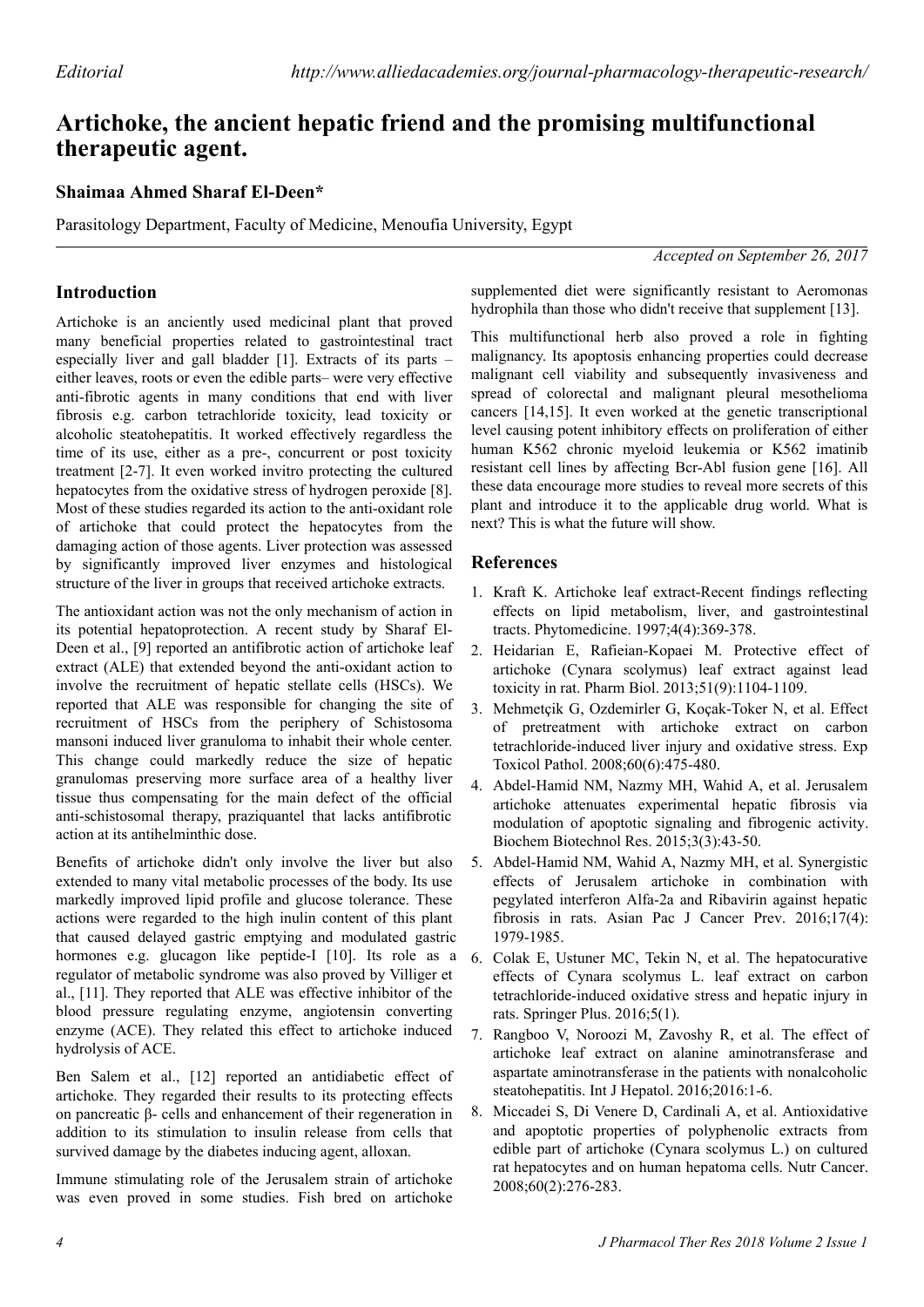*Editorial*

# Artichoke, the ancient hepatic friend and the promising multifunctional therapeutic agent.

**Shaimaa Ahmed Sharaf El-Deen***

Parasitology Department, Faculty of Medicine, Menoufia University, Egypt

*Accepted on September 26, 2017*

## Introduction

Artichoke is an anciently used medicinal plant that proved many beneficial properties related to gastrointestinal tract especially liver and gall bladder [1]. Extracts of its parts – either leaves, roots or even the edible parts– were very effective anti-fibrotic agents in many conditions that end with liver fibrosis e.g. carbon tetrachloride toxicity, lead toxicity or alcoholic steatohepatitis. It worked effectively regardless the time of its use, either as a pre-, concurrent or post toxicity treatment [2-7]. It even worked invitro protecting the cultured hepatocytes from the oxidative stress of hydrogen peroxide [8]. Most of these studies regarded its action to the anti-oxidant role of artichoke that could protect the hepatocytes from the damaging action of those agents. Liver protection was assessed by significantly improved liver enzymes and histological structure of the liver in groups that received artichoke extracts.

The antioxidant action was not the only mechanism of action in its potential hepatoprotection. A recent study by Sharaf El-Deen et al., [9] reported an antifibrotic action of artichoke leaf extract (ALE) that extended beyond the anti-oxidant action to involve the recruitment of hepatic stellate cells (HSCs). We reported that ALE was responsible for changing the site of recruitment of HSCs from the periphery of Schistosoma mansoni induced liver granuloma to inhabit their whole center. This change could markedly reduce the size of hepatic granulomas preserving more surface area of a healthy liver tissue thus compensating for the main defect of the official anti-schistosomal therapy, praziquantel that lacks antifibrotic action at its antihelminthic dose.

Benefits of artichoke didn't only involve the liver but also extended to many vital metabolic processes of the body. Its use markedly improved lipid profile and glucose tolerance. These actions were regarded to the high inulin content of this plant that caused delayed gastric emptying and modulated gastric hormones e.g. glucagon like peptide-I [10]. Its role as a regulator of metabolic syndrome was also proved by Villiger et al., [11]. They reported that ALE was effective inhibitor of the blood pressure regulating enzyme, angiotensin converting enzyme (ACE). They related this effect to artichoke induced hydrolysis of ACE.

Ben Salem et al., [12] reported an antidiabetic effect of artichoke. They regarded their results to its protecting effects on pancreatic β- cells and enhancement of their regeneration in addition to its stimulation to insulin release from cells that survived damage by the diabetes inducing agent, alloxan.

Immune stimulating role of the Jerusalem strain of artichoke was even proved in some studies. Fish bred on artichoke supplemented diet were significantly resistant to Aeromonas hydrophila than those who didn't receive that supplement [13].

This multifunctional herb also proved a role in fighting malignancy. Its apoptosis enhancing properties could decrease malignant cell viability and subsequently invasiveness and spread of colorectal and malignant pleural mesothelioma cancers [14,15]. It even worked at the genetic transcriptional level causing potent inhibitory effects on proliferation of either human K562 chronic myeloid leukemia or K562 imatinib resistant cell lines by affecting Bcr-Abl fusion gene [16]. All these data encourage more studies to reveal more secrets of this plant and introduce it to the applicable drug world. What is next? This is what the future will show.

## References

1. Kraft K. Artichoke leaf extract-Recent findings reflecting effects on lipid metabolism, liver, and gastrointestinal tracts. Phytomedicine. 1997;4(4):369-378.
2. Heidarian E, Rafieian-Kopaei M. Protective effect of artichoke (Cynara scolymus) leaf extract against lead toxicity in rat. Pharm Biol. 2013;51(9):1104-1109.
3. Mehmetçik G, Ozdemirler G, Koçak-Toker N, et al. Effect of pretreatment with artichoke extract on carbon tetrachloride-induced liver injury and oxidative stress. Exp Toxicol Pathol. 2008;60(6):475-480.
4. Abdel-Hamid NM, Nazmy MH, Wahid A, et al. Jerusalem artichoke attenuates experimental hepatic fibrosis via modulation of apoptotic signaling and fibrogenic activity. Biochem Biotechnol Res. 2015;3(3):43-50.
5. Abdel-Hamid NM, Wahid A, Nazmy MH, et al. Synergistic effects of Jerusalem artichoke in combination with pegylated interferon Alfa-2a and Ribavirin against hepatic fibrosis in rats. Asian Pac J Cancer Prev. 2016;17(4): 1979-1985.
6. Colak E, Ustuner MC, Tekin N, et al. The hepatocurative effects of Cynara scolymus L. leaf extract on carbon tetrachloride-induced oxidative stress and hepatic injury in rats. Springer Plus. 2016;5(1).
7. Rangboo V, Noroozi M, Zavoshy R, et al. The effect of artichoke leaf extract on alanine aminotransferase and aspartate aminotransferase in the patients with nonalcoholic steatohepatitis. Int J Hepatol. 2016;2016:1-6.
8. Miccadei S, Di Venere D, Cardinali A, et al. Antioxidative and apoptotic properties of polyphenolic extracts from edible part of artichoke (Cynara scolymus L.) on cultured rat hepatocytes and on human hepatoma cells. Nutr Cancer. 2008;60(2):276-283.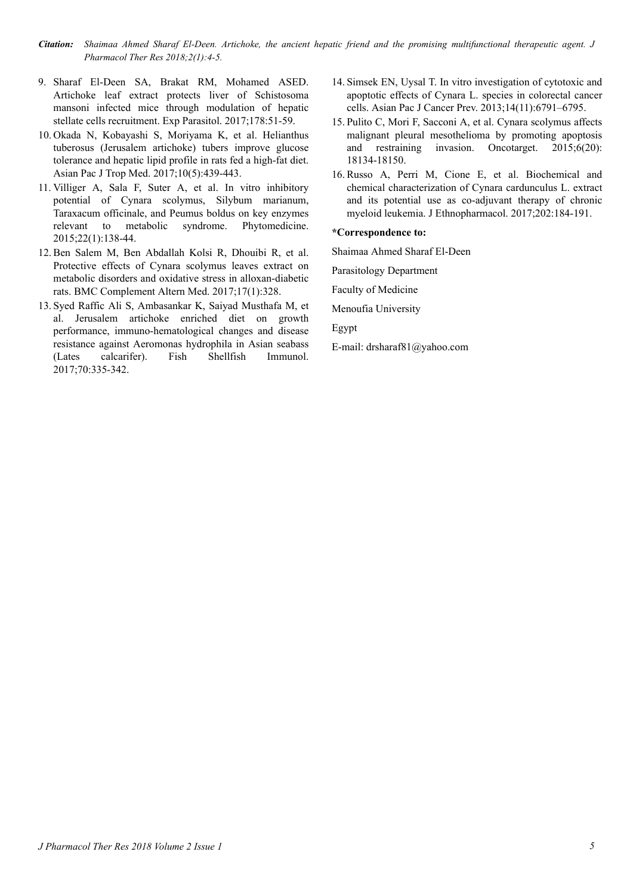9. Sharaf El-Deen SA, Brakat RM, Mohamed ASED. Artichoke leaf extract protects liver of Schistosoma mansoni infected mice through modulation of hepatic stellate cells recruitment. Exp Parasitol. 2017;178:51-59.
10. Okada N, Kobayashi S, Moriyama K, et al. Helianthus tuberosus (Jerusalem artichoke) tubers improve glucose tolerance and hepatic lipid profile in rats fed a high-fat diet. Asian Pac J Trop Med. 2017;10(5):439-443.
11. Villiger A, Sala F, Suter A, et al. In vitro inhibitory potential of Cynara scolymus, Silybum marianum, Taraxacum officinale, and Peumus boldus on key enzymes relevant to metabolic syndrome. Phytomedicine. 2015;22(1):138-44.
12. Ben Salem M, Ben Abdallah Kolsi R, Dhouibi R, et al. Protective effects of Cynara scolymus leaves extract on metabolic disorders and oxidative stress in alloxan-diabetic rats. BMC Complement Altern Med. 2017;17(1):328.
13. Syed Raffic Ali S, Ambasankar K, Saiyad Musthafa M, et al. Jerusalem artichoke enriched diet on growth performance, immuno-hematological changes and disease resistance against Aeromonas hydrophila in Asian seabass (Lates calcarifer). Fish Shellfish Immunol. 2017;70:335-342.
14. Simsek EN, Uysal T. In vitro investigation of cytotoxic and apoptotic effects of Cynara L. species in colorectal cancer cells. Asian Pac J Cancer Prev. 2013;14(11):6791–6795.
15. Pulito C, Mori F, Sacconi A, et al. Cynara scolymus affects malignant pleural mesothelioma by promoting apoptosis and restraining invasion. Oncotarget. 2015;6(20): 18134-18150.
16. Russo A, Perri M, Cione E, et al. Biochemical and chemical characterization of Cynara cardunculus L. extract and its potential use as co-adjuvant therapy of chronic myeloid leukemia. J Ethnopharmacol. 2017;202:184-191.

**\*Correspondence to:**

Shaimaa Ahmed Sharaf El-Deen

Parasitology Department

Faculty of Medicine

Menoufia University

Egypt

E-mail: drsharaf81@yahoo.com